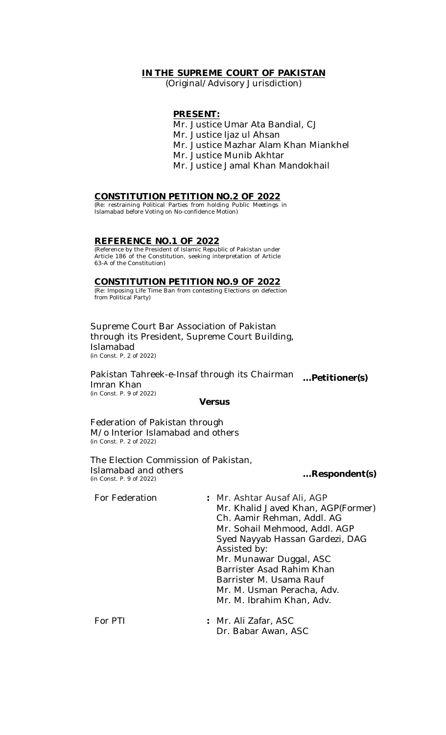**IN THE SUPREME COURT OF PAKISTAN**

(Original/Advisory Jurisdiction)

**PRESENT:**

Mr. Justice Umar Ata Bandial, CJ
Mr. Justice Ijaz ul Ahsan
Mr. Justice Mazhar Alam Khan Miankhel
Mr. Justice Munib Akhtar
Mr. Justice Jamal Khan Mandokhail

**CONSTITUTION PETITION NO.2 OF 2022**

(Re: restraining Political Parties from holding Public Meetings in Islamabad before Voting on No-confidence Motion)

**REFERENCE NO.1 OF 2022**

(Reference by the President of Islamic Republic of Pakistan under Article 186 of the Constitution, seeking interpretation of Article 63-A of the Constitution)

**CONSTITUTION PETITION NO.9 OF 2022**

(Re: Imposing Life Time Ban from contesting Elections on defection from Political Party)

Supreme Court Bar Association of Pakistan through its President, Supreme Court Building, Islamabad
(in Const. P. 2 of 2022)

Pakistan Tahreek-e-Insaf through its Chairman Imran Khan
(in Const. P. 9 of 2022)

**…Petitioner(s)**

**Versus**

Federation of Pakistan through M/o Interior Islamabad and others
(in Const. P. 2 of 2022)

The Election Commission of Pakistan, Islamabad and others
(in Const. P. 9 of 2022)

**…Respondent(s)**

For Federation : Mr. Ashtar Ausaf Ali, AGP
Mr. Khalid Javed Khan, AGP(Former)
Ch. Aamir Rehman, Addl. AG
Mr. Sohail Mehmood, Addl. AGP
Syed Nayyab Hassan Gardezi, DAG
Assisted by:
Mr. Munawar Duggal, ASC
Barrister Asad Rahim Khan
Barrister M. Usama Rauf
Mr. M. Usman Peracha, Adv.
Mr. M. Ibrahim Khan, Adv.

For PTI : Mr. Ali Zafar, ASC
Dr. Babar Awan, ASC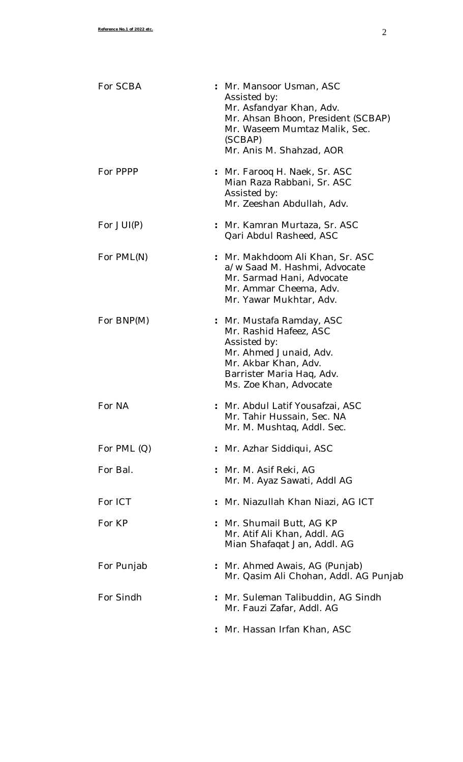| | | |
|---|---|---|
| For SCBA | : | Mr. Mansoor Usman, ASC<br>Assisted by:<br>Mr. Asfandyar Khan, Adv.<br>Mr. Ahsan Bhoon, President (SCBAP)<br>Mr. Waseem Mumtaz Malik, Sec. (SCBAP)<br>Mr. Anis M. Shahzad, AOR |
| For PPPP | : | Mr. Farooq H. Naek, Sr. ASC<br>Mian Raza Rabbani, Sr. ASC<br>Assisted by:<br>Mr. Zeeshan Abdullah, Adv. |
| For JUI(P) | : | Mr. Kamran Murtaza, Sr. ASC<br>Qari Abdul Rasheed, ASC |
| For PML(N) | : | Mr. Makhdoom Ali Khan, Sr. ASC<br>a/w Saad M. Hashmi, Advocate<br>Mr. Sarmad Hani, Advocate<br>Mr. Ammar Cheema, Adv.<br>Mr. Yawar Mukhtar, Adv. |
| For BNP(M) | : | Mr. Mustafa Ramday, ASC<br>Mr. Rashid Hafeez, ASC<br>Assisted by:<br>Mr. Ahmed Junaid, Adv.<br>Mr. Akbar Khan, Adv.<br>Barrister Maria Haq, Adv.<br>Ms. Zoe Khan, Advocate |
| For NA | : | Mr. Abdul Latif Yousafzai, ASC<br>Mr. Tahir Hussain, Sec. NA<br>Mr. M. Mushtaq, Addl. Sec. |
| For PML (Q) | : | Mr. Azhar Siddiqui, ASC |
| For Bal. | : | Mr. M. Asif Reki, AG<br>Mr. M. Ayaz Sawati, Addl AG |
| For ICT | : | Mr. Niazullah Khan Niazi, AG ICT |
| For KP | : | Mr. Shumail Butt, AG KP<br>Mr. Atif Ali Khan, Addl. AG<br>Mian Shafaqat Jan, Addl. AG |
| For Punjab | : | Mr. Ahmed Awais, AG (Punjab)<br>Mr. Qasim Ali Chohan, Addl. AG Punjab |
| For Sindh | : | Mr. Suleman Talibuddin, AG Sindh<br>Mr. Fauzi Zafar, Addl. AG |
| | : | Mr. Hassan Irfan Khan, ASC |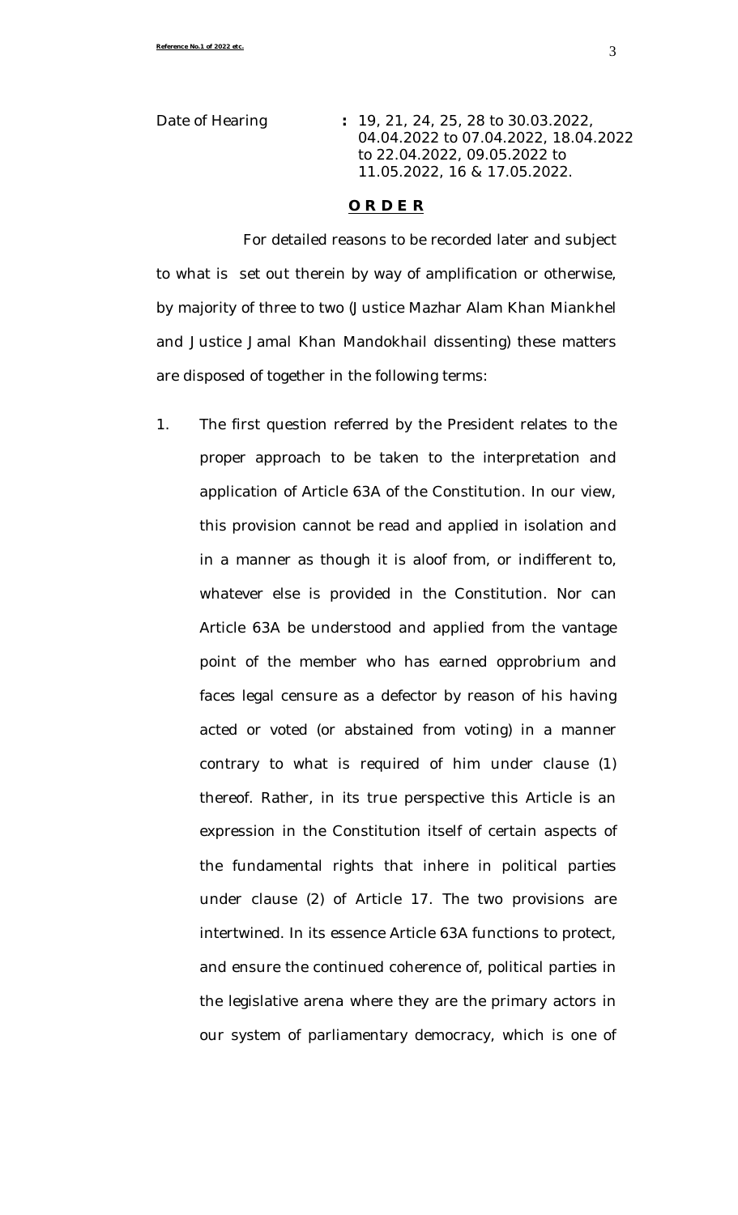Date of Hearing : 19, 21, 24, 25, 28 to 30.03.2022, 04.04.2022 to 07.04.2022, 18.04.2022 to 22.04.2022, 09.05.2022 to 11.05.2022, 16 & 17.05.2022.

## **O R D E R**

For detailed reasons to be recorded later and subject to what is set out therein by way of amplification or otherwise, by majority of three to two (Justice Mazhar Alam Khan Miankhel and Justice Jamal Khan Mandokhail dissenting) these matters are disposed of together in the following terms:

1. The first question referred by the President relates to the proper approach to be taken to the interpretation and application of Article 63A of the Constitution. In our view, this provision cannot be read and applied in isolation and in a manner as though it is aloof from, or indifferent to, whatever else is provided in the Constitution. Nor can Article 63A be understood and applied from the vantage point of the member who has earned opprobrium and faces legal censure as a defector by reason of his having acted or voted (or abstained from voting) in a manner contrary to what is required of him under clause (1) thereof. Rather, in its true perspective this Article is an expression in the Constitution itself of certain aspects of the fundamental rights that inhere in political parties under clause (2) of Article 17. The two provisions are intertwined. In its essence Article 63A functions to protect, and ensure the continued coherence of, political parties in the legislative arena where they are the primary actors in our system of parliamentary democracy, which is one of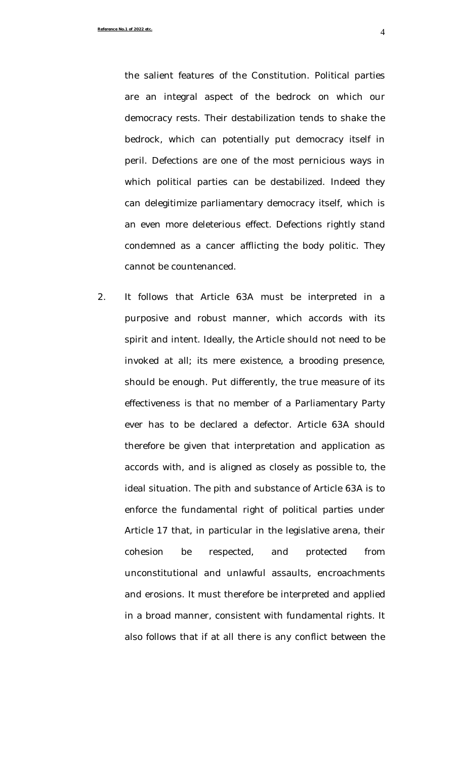the salient features of the Constitution. Political parties are an integral aspect of the bedrock on which our democracy rests. Their destabilization tends to shake the bedrock, which can potentially put democracy itself in peril. Defections are one of the most pernicious ways in which political parties can be destabilized. Indeed they can delegitimize parliamentary democracy itself, which is an even more deleterious effect. Defections rightly stand condemned as a cancer afflicting the body politic. They cannot be countenanced.

2. It follows that Article 63A must be interpreted in a purposive and robust manner, which accords with its spirit and intent. Ideally, the Article should not need to be invoked at all; its mere existence, a brooding presence, should be enough. Put differently, the true measure of its effectiveness is that no member of a Parliamentary Party ever has to be declared a defector. Article 63A should therefore be given that interpretation and application as accords with, and is aligned as closely as possible to, the ideal situation. The pith and substance of Article 63A is to enforce the fundamental right of political parties under Article 17 that, in particular in the legislative arena, their cohesion be respected, and protected from unconstitutional and unlawful assaults, encroachments and erosions. It must therefore be interpreted and applied in a broad manner, consistent with fundamental rights. It also follows that if at all there is any conflict between the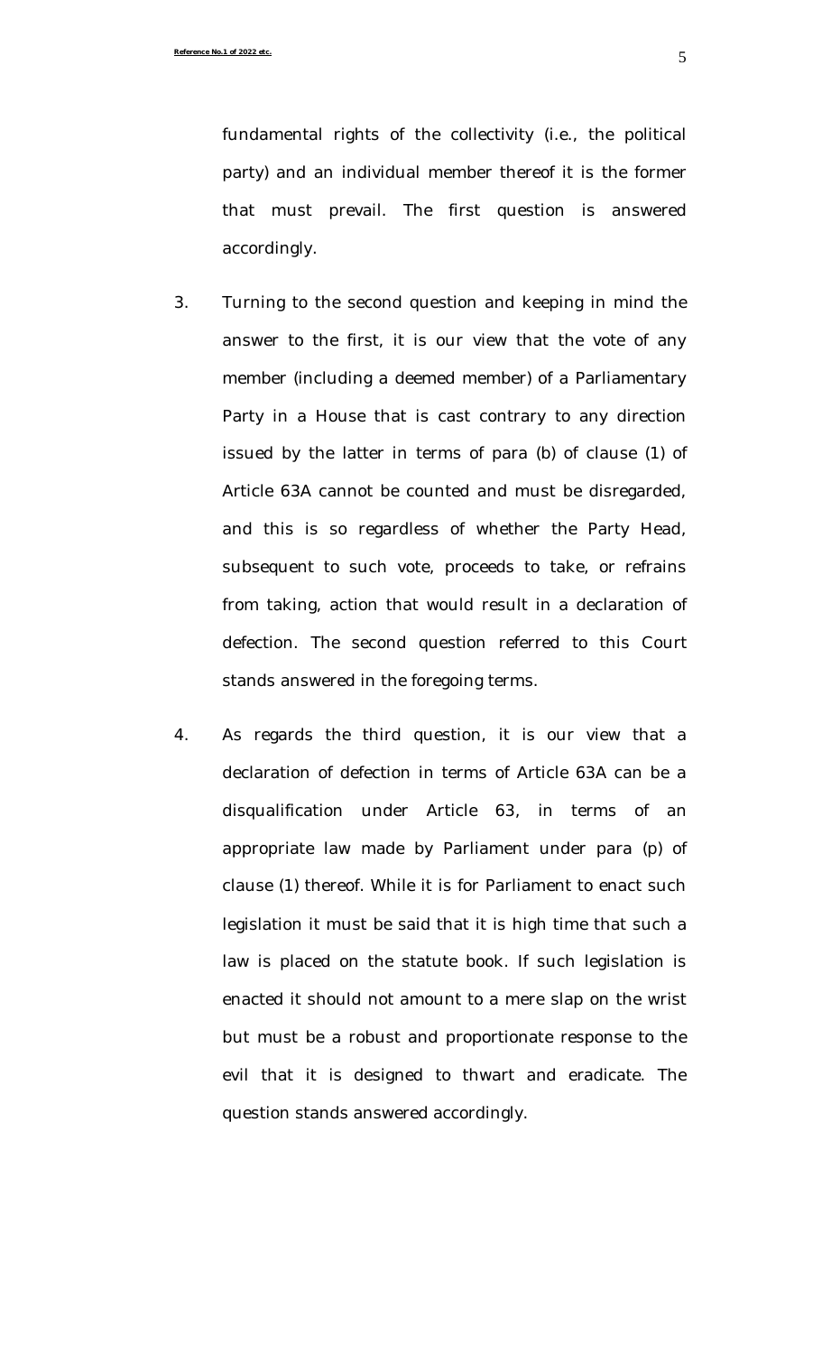fundamental rights of the collectivity (i.e., the political party) and an individual member thereof it is the former that must prevail. The first question is answered accordingly.

3. Turning to the second question and keeping in mind the answer to the first, it is our view that the vote of any member (including a deemed member) of a Parliamentary Party in a House that is cast contrary to any direction issued by the latter in terms of para (b) of clause (1) of Article 63A cannot be counted and must be disregarded, and this is so regardless of whether the Party Head, subsequent to such vote, proceeds to take, or refrains from taking, action that would result in a declaration of defection. The second question referred to this Court stands answered in the foregoing terms.

4. As regards the third question, it is our view that a declaration of defection in terms of Article 63A can be a disqualification under Article 63, in terms of an appropriate law made by Parliament under para (p) of clause (1) thereof. While it is for Parliament to enact such legislation it must be said that it is high time that such a law is placed on the statute book. If such legislation is enacted it should not amount to a mere slap on the wrist but must be a robust and proportionate response to the evil that it is designed to thwart and eradicate. The question stands answered accordingly.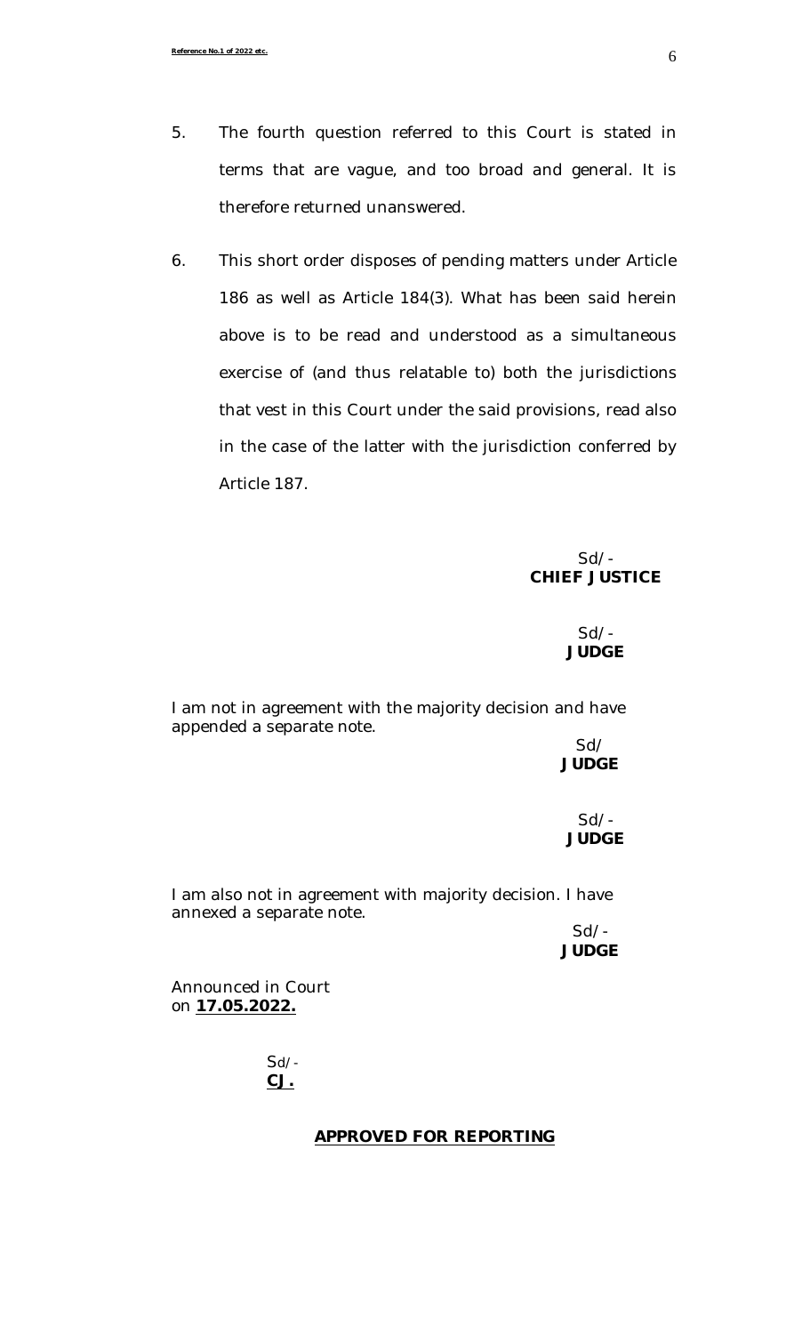5. The fourth question referred to this Court is stated in terms that are vague, and too broad and general. It is therefore returned unanswered.

6. This short order disposes of pending matters under Article 186 as well as Article 184(3). What has been said herein above is to be read and understood as a simultaneous exercise of (and thus relatable to) both the jurisdictions that vest in this Court under the said provisions, read also in the case of the latter with the jurisdiction conferred by Article 187.

Sd/-
**CHIEF JUSTICE**

Sd/-
**JUDGE**

I am not in agreement with the majority decision and have appended a separate note.

Sd/
**JUDGE**

Sd/-
**JUDGE**

I am also not in agreement with majority decision. I have annexed a separate note.

Sd/-
**JUDGE**

Announced in Court
on **17.05.2022.**

Sd/-
**CJ.**

**APPROVED FOR REPORTING**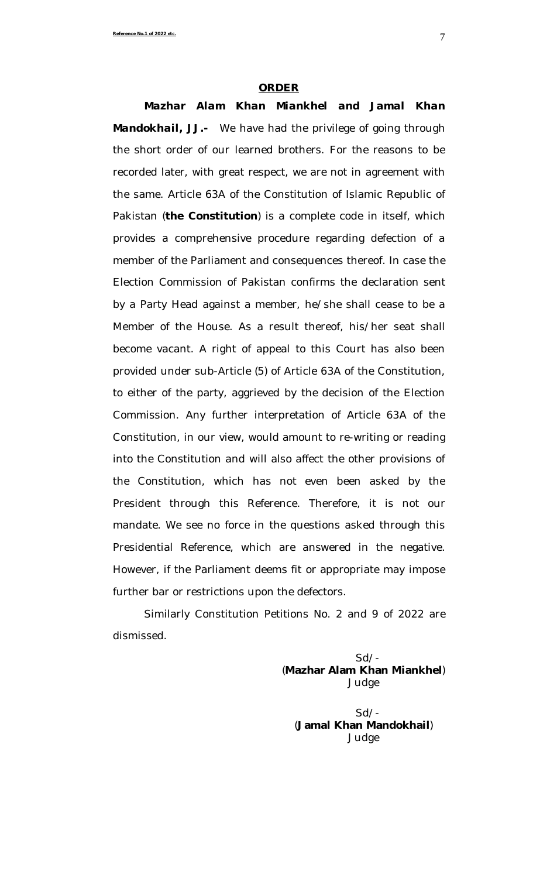## ORDER

**Mazhar Alam Khan Miankhel and Jamal Khan Mandokhail, JJ.-** We have had the privilege of going through the short order of our learned brothers. For the reasons to be recorded later, with great respect, we are not in agreement with the same. Article 63A of the Constitution of Islamic Republic of Pakistan (**the Constitution**) is a complete code in itself, which provides a comprehensive procedure regarding defection of a member of the Parliament and consequences thereof. In case the Election Commission of Pakistan confirms the declaration sent by a Party Head against a member, he/she shall cease to be a Member of the House. As a result thereof, his/her seat shall become vacant. A right of appeal to this Court has also been provided under sub-Article (5) of Article 63A of the Constitution, to either of the party, aggrieved by the decision of the Election Commission. Any further interpretation of Article 63A of the Constitution, in our view, would amount to re-writing or reading into the Constitution and will also affect the other provisions of the Constitution, which has not even been asked by the President through this Reference. Therefore, it is not our mandate. We see no force in the questions asked through this Presidential Reference, which are answered in the negative. However, if the Parliament deems fit or appropriate may impose further bar or restrictions upon the defectors.

Similarly Constitution Petitions No. 2 and 9 of 2022 are dismissed.

Sd/-
(**Mazhar Alam Khan Miankhel**)
Judge

Sd/-
(**Jamal Khan Mandokhail**)
Judge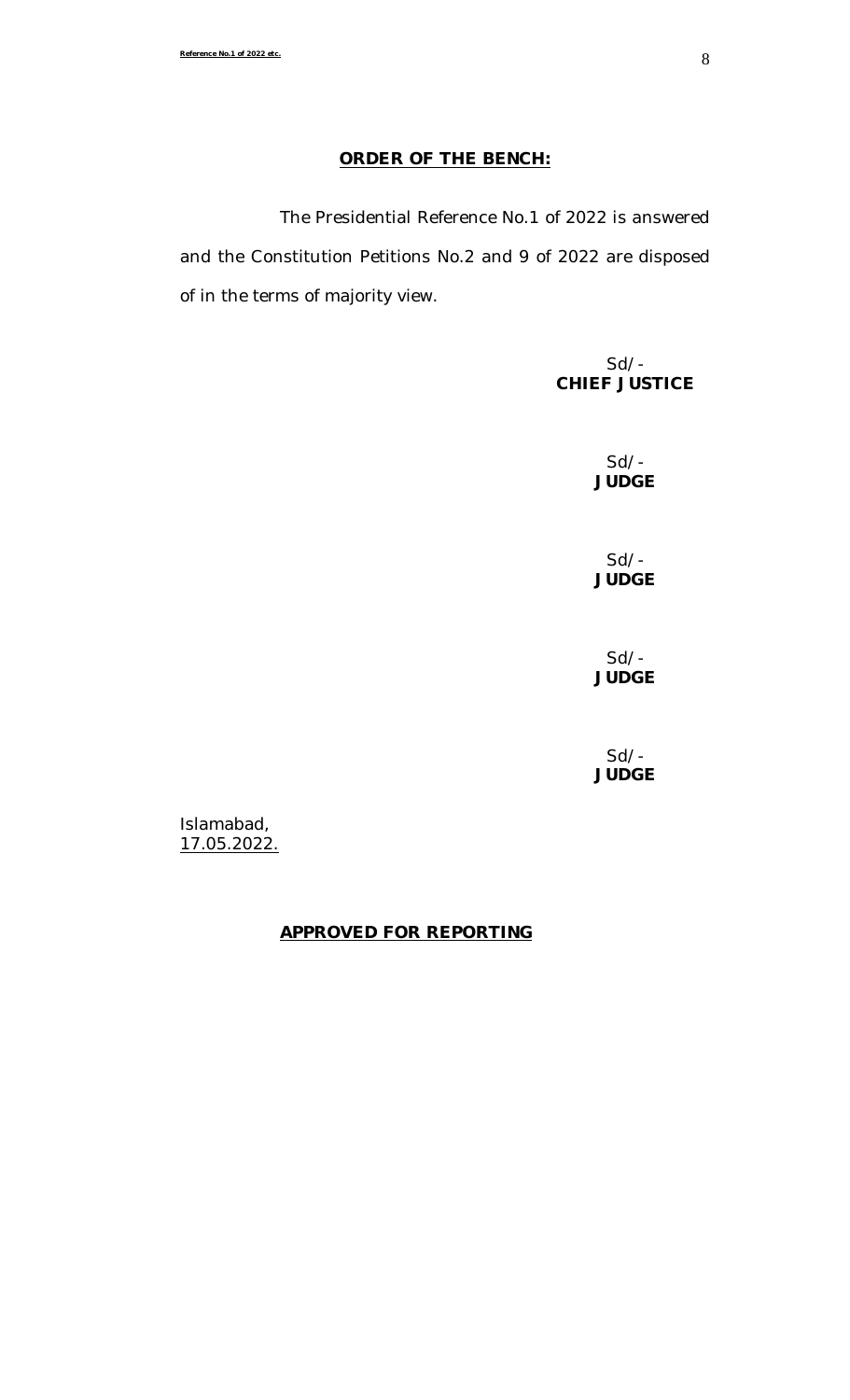## **ORDER OF THE BENCH:**

The Presidential Reference No.1 of 2022 is answered and the Constitution Petitions No.2 and 9 of 2022 are disposed of in the terms of majority view.

Sd/-
**CHIEF JUSTICE**

Sd/-
**JUDGE**

Sd/-
**JUDGE**

Sd/-
**JUDGE**

Sd/-
**JUDGE**

Islamabad,
17.05.2022.

**APPROVED FOR REPORTING**